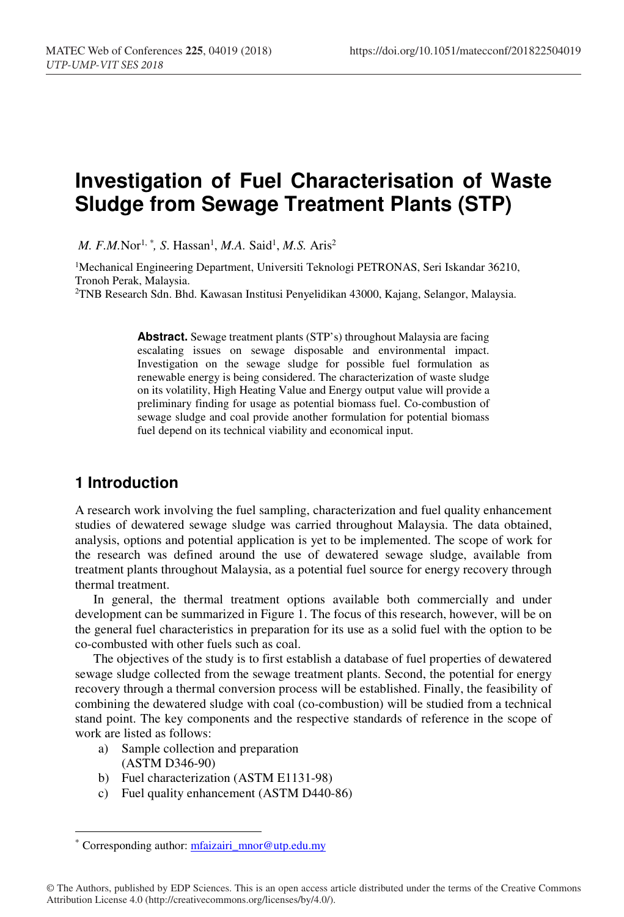# Investigation of Fuel Characterisation of Waste Sludge from Sewage Treatment Plants (STP)

*M. F.M.*Nor[1,*], *S.* Hassan[1], *M.A.* Said[1], *M.S.* Aris[2]

[1]Mechanical Engineering Department, Universiti Teknologi PETRONAS, Seri Iskandar 36210, Tronoh Perak, Malaysia.

[2]TNB Research Sdn. Bhd. Kawasan Institusi Penyelidikan 43000, Kajang, Selangor, Malaysia.

**Abstract.** Sewage treatment plants (STP's) throughout Malaysia are facing escalating issues on sewage disposable and environmental impact. Investigation on the sewage sludge for possible fuel formulation as renewable energy is being considered. The characterization of waste sludge on its volatility, High Heating Value and Energy output value will provide a preliminary finding for usage as potential biomass fuel. Co-combustion of sewage sludge and coal provide another formulation for potential biomass fuel depend on its technical viability and economical input.

## 1 Introduction

A research work involving the fuel sampling, characterization and fuel quality enhancement studies of dewatered sewage sludge was carried throughout Malaysia. The data obtained, analysis, options and potential application is yet to be implemented. The scope of work for the research was defined around the use of dewatered sewage sludge, available from treatment plants throughout Malaysia, as a potential fuel source for energy recovery through thermal treatment.

In general, the thermal treatment options available both commercially and under development can be summarized in Figure 1. The focus of this research, however, will be on the general fuel characteristics in preparation for its use as a solid fuel with the option to be co-combusted with other fuels such as coal.

The objectives of the study is to first establish a database of fuel properties of dewatered sewage sludge collected from the sewage treatment plants. Second, the potential for energy recovery through a thermal conversion process will be established. Finally, the feasibility of combining the dewatered sludge with coal (co-combustion) will be studied from a technical stand point. The key components and the respective standards of reference in the scope of work are listed as follows:

a) Sample collection and preparation (ASTM D346-90)
b) Fuel characterization (ASTM E1131-98)
c) Fuel quality enhancement (ASTM D440-86)

* Corresponding author: mfaizairi_mnor@utp.edu.my

© The Authors, published by EDP Sciences. This is an open access article distributed under the terms of the Creative Commons Attribution License 4.0 (http://creativecommons.org/licenses/by/4.0/).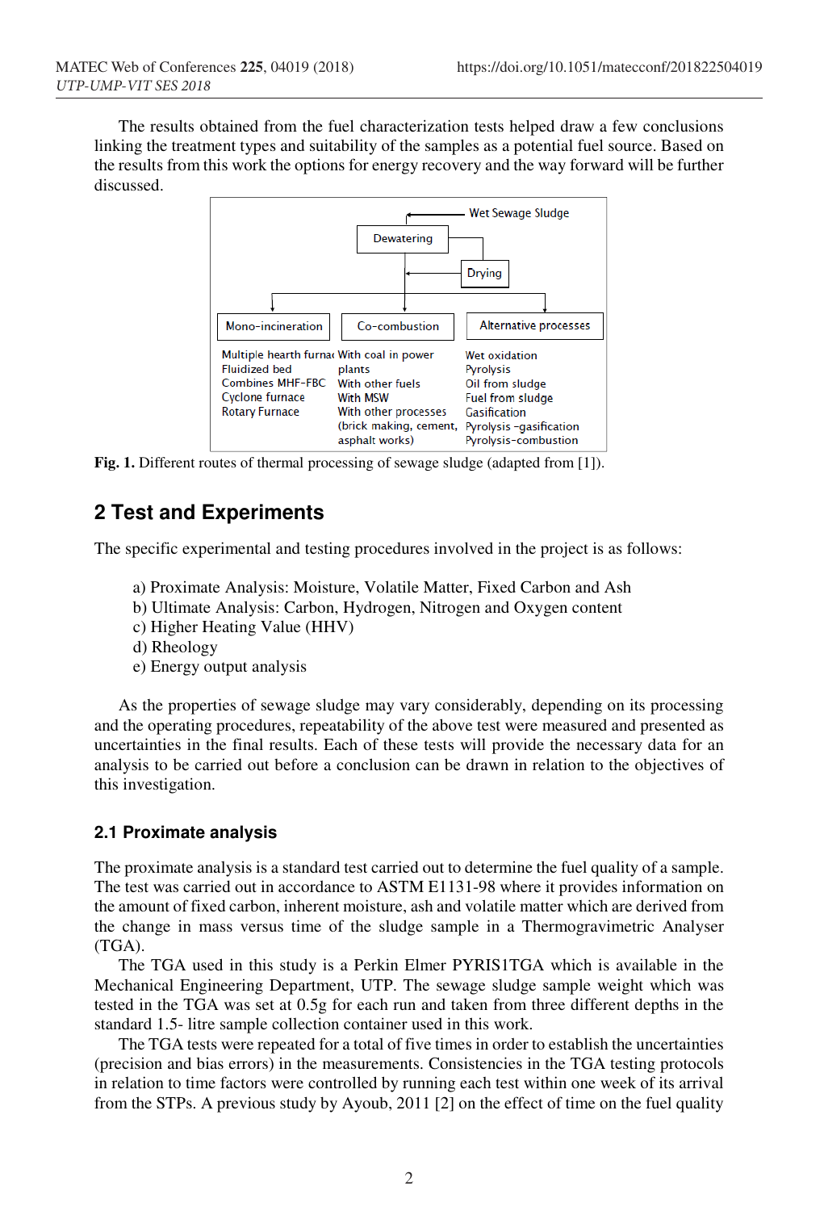The results obtained from the fuel characterization tests helped draw a few conclusions linking the treatment types and suitability of the samples as a potential fuel source. Based on the results from this work the options for energy recovery and the way forward will be further discussed.

Wet Sewage Sludge → Dewatering → Drying

| Mono-incineration | Co-combustion | Alternative processes |
| --- | --- | --- |
| Multiple hearth furnace | With coal in power plants | Wet oxidation |
| Fluidized bed | With other fuels | Pyrolysis |
| Combines MHF-FBC | With MSW | Oil from sludge |
| Cyclone furnace | With other processes (brick making, cement, asphalt works) | Fuel from sludge |
| Rotary Furnace | | Gasification |
| | | Pyrolysis -gasification |
| | | Pyrolysis-combustion |

**Fig. 1.** Different routes of thermal processing of sewage sludge (adapted from [1]).

## 2 Test and Experiments

The specific experimental and testing procedures involved in the project is as follows:

a) Proximate Analysis: Moisture, Volatile Matter, Fixed Carbon and Ash
b) Ultimate Analysis: Carbon, Hydrogen, Nitrogen and Oxygen content
c) Higher Heating Value (HHV)
d) Rheology
e) Energy output analysis

As the properties of sewage sludge may vary considerably, depending on its processing and the operating procedures, repeatability of the above test were measured and presented as uncertainties in the final results. Each of these tests will provide the necessary data for an analysis to be carried out before a conclusion can be drawn in relation to the objectives of this investigation.

### 2.1 Proximate analysis

The proximate analysis is a standard test carried out to determine the fuel quality of a sample. The test was carried out in accordance to ASTM E1131-98 where it provides information on the amount of fixed carbon, inherent moisture, ash and volatile matter which are derived from the change in mass versus time of the sludge sample in a Thermogravimetric Analyser (TGA).

The TGA used in this study is a Perkin Elmer PYRIS1TGA which is available in the Mechanical Engineering Department, UTP. The sewage sludge sample weight which was tested in the TGA was set at 0.5g for each run and taken from three different depths in the standard 1.5- litre sample collection container used in this work.

The TGA tests were repeated for a total of five times in order to establish the uncertainties (precision and bias errors) in the measurements. Consistencies in the TGA testing protocols in relation to time factors were controlled by running each test within one week of its arrival from the STPs. A previous study by Ayoub, 2011 [2] on the effect of time on the fuel quality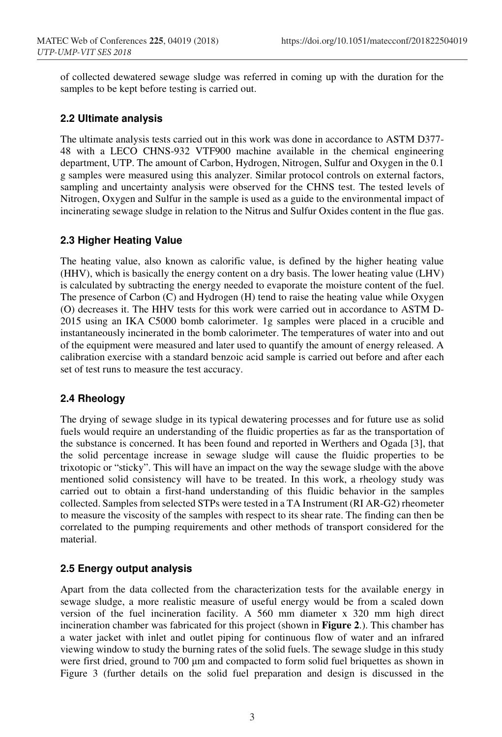of collected dewatered sewage sludge was referred in coming up with the duration for the samples to be kept before testing is carried out.

### 2.2 Ultimate analysis

The ultimate analysis tests carried out in this work was done in accordance to ASTM D377-48 with a LECO CHNS-932 VTF900 machine available in the chemical engineering department, UTP. The amount of Carbon, Hydrogen, Nitrogen, Sulfur and Oxygen in the 0.1 g samples were measured using this analyzer. Similar protocol controls on external factors, sampling and uncertainty analysis were observed for the CHNS test. The tested levels of Nitrogen, Oxygen and Sulfur in the sample is used as a guide to the environmental impact of incinerating sewage sludge in relation to the Nitrus and Sulfur Oxides content in the flue gas.

### 2.3 Higher Heating Value

The heating value, also known as calorific value, is defined by the higher heating value (HHV), which is basically the energy content on a dry basis. The lower heating value (LHV) is calculated by subtracting the energy needed to evaporate the moisture content of the fuel. The presence of Carbon (C) and Hydrogen (H) tend to raise the heating value while Oxygen (O) decreases it. The HHV tests for this work were carried out in accordance to ASTM D-2015 using an IKA C5000 bomb calorimeter. 1g samples were placed in a crucible and instantaneously incinerated in the bomb calorimeter. The temperatures of water into and out of the equipment were measured and later used to quantify the amount of energy released. A calibration exercise with a standard benzoic acid sample is carried out before and after each set of test runs to measure the test accuracy.

### 2.4 Rheology

The drying of sewage sludge in its typical dewatering processes and for future use as solid fuels would require an understanding of the fluidic properties as far as the transportation of the substance is concerned. It has been found and reported in Werthers and Ogada [3], that the solid percentage increase in sewage sludge will cause the fluidic properties to be trixotopic or "sticky". This will have an impact on the way the sewage sludge with the above mentioned solid consistency will have to be treated. In this work, a rheology study was carried out to obtain a first-hand understanding of this fluidic behavior in the samples collected. Samples from selected STPs were tested in a TA Instrument (RI AR-G2) rheometer to measure the viscosity of the samples with respect to its shear rate. The finding can then be correlated to the pumping requirements and other methods of transport considered for the material.

### 2.5 Energy output analysis

Apart from the data collected from the characterization tests for the available energy in sewage sludge, a more realistic measure of useful energy would be from a scaled down version of the fuel incineration facility. A 560 mm diameter x 320 mm high direct incineration chamber was fabricated for this project (shown in **Figure 2**.). This chamber has a water jacket with inlet and outlet piping for continuous flow of water and an infrared viewing window to study the burning rates of the solid fuels. The sewage sludge in this study were first dried, ground to 700 μm and compacted to form solid fuel briquettes as shown in Figure 3 (further details on the solid fuel preparation and design is discussed in the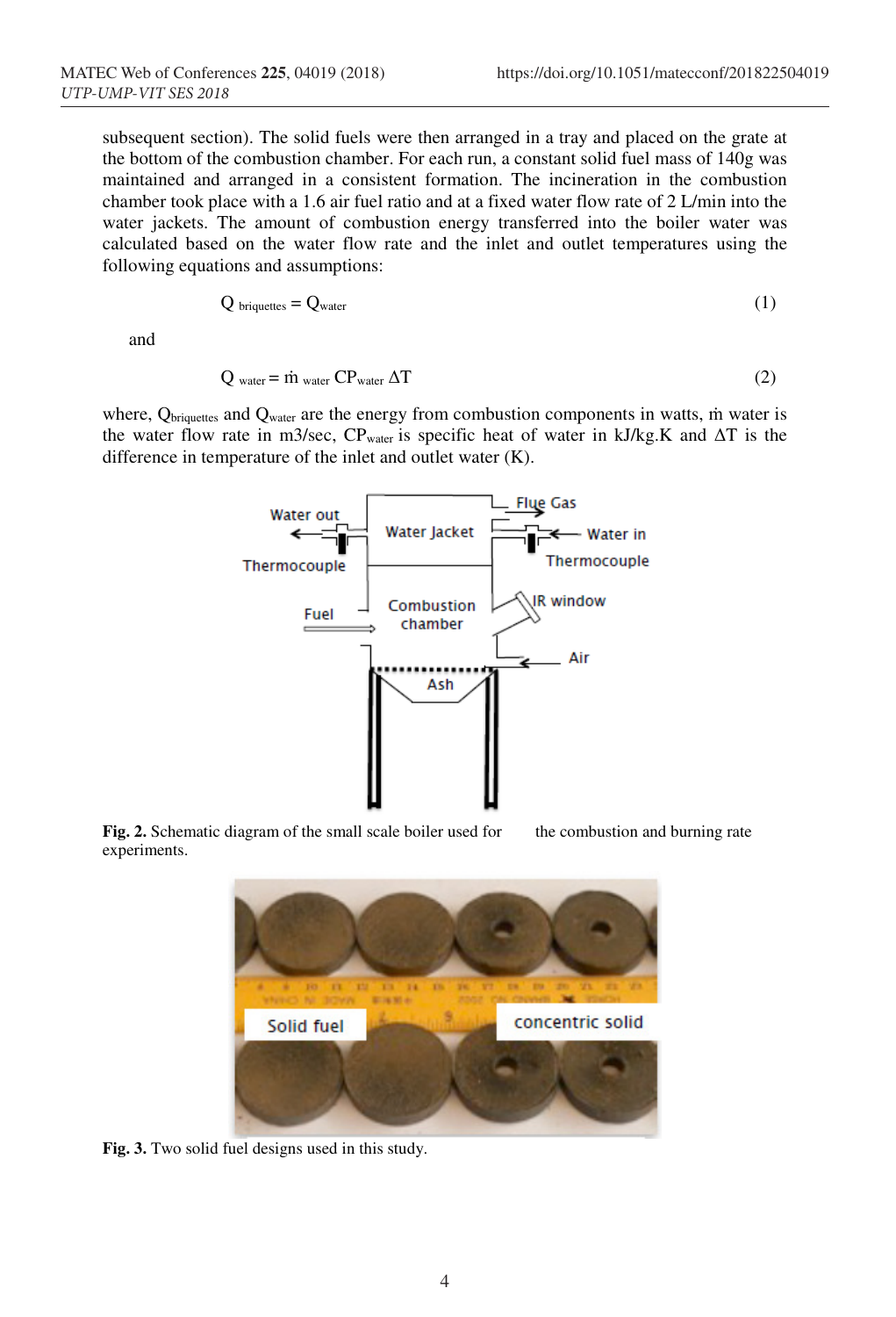subsequent section). The solid fuels were then arranged in a tray and placed on the grate at the bottom of the combustion chamber. For each run, a constant solid fuel mass of 140g was maintained and arranged in a consistent formation. The incineration in the combustion chamber took place with a 1.6 air fuel ratio and at a fixed water flow rate of 2 L/min into the water jackets. The amount of combustion energy transferred into the boiler water was calculated based on the water flow rate and the inlet and outlet temperatures using the following equations and assumptions:

$$Q_{\text{briquettes}} = Q_{\text{water}} \tag{1}$$

and

$$Q_{\text{water}} = \dot{m}_{\text{water}} \, CP_{\text{water}} \, \Delta T \tag{2}$$

where, $Q_{\text{briquettes}}$ and $Q_{\text{water}}$ are the energy from combustion components in watts, $\dot{m}$ water is the water flow rate in m3/sec, $CP_{\text{water}}$ is specific heat of water in kJ/kg.K and $\Delta T$ is the difference in temperature of the inlet and outlet water (K).

**Fig. 2.** Schematic diagram of the small scale boiler used for the combustion and burning rate experiments.

**Fig. 3.** Two solid fuel designs used in this study.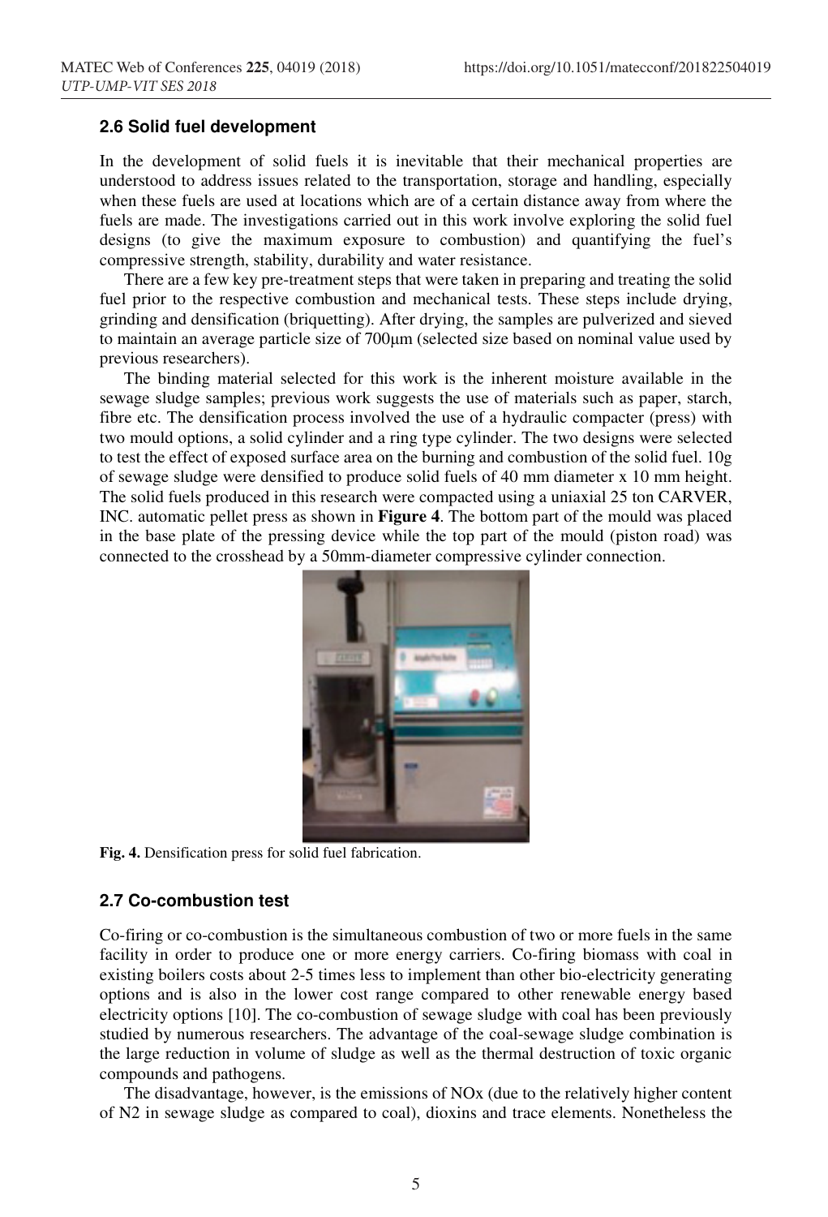### 2.6 Solid fuel development

In the development of solid fuels it is inevitable that their mechanical properties are understood to address issues related to the transportation, storage and handling, especially when these fuels are used at locations which are of a certain distance away from where the fuels are made. The investigations carried out in this work involve exploring the solid fuel designs (to give the maximum exposure to combustion) and quantifying the fuel's compressive strength, stability, durability and water resistance.

There are a few key pre-treatment steps that were taken in preparing and treating the solid fuel prior to the respective combustion and mechanical tests. These steps include drying, grinding and densification (briquetting). After drying, the samples are pulverized and sieved to maintain an average particle size of 700μm (selected size based on nominal value used by previous researchers).

The binding material selected for this work is the inherent moisture available in the sewage sludge samples; previous work suggests the use of materials such as paper, starch, fibre etc. The densification process involved the use of a hydraulic compacter (press) with two mould options, a solid cylinder and a ring type cylinder. The two designs were selected to test the effect of exposed surface area on the burning and combustion of the solid fuel. 10g of sewage sludge were densified to produce solid fuels of 40 mm diameter x 10 mm height. The solid fuels produced in this research were compacted using a uniaxial 25 ton CARVER, INC. automatic pellet press as shown in **Figure 4**. The bottom part of the mould was placed in the base plate of the pressing device while the top part of the mould (piston road) was connected to the crosshead by a 50mm-diameter compressive cylinder connection.

**Fig. 4.** Densification press for solid fuel fabrication.

### 2.7 Co-combustion test

Co-firing or co-combustion is the simultaneous combustion of two or more fuels in the same facility in order to produce one or more energy carriers. Co-firing biomass with coal in existing boilers costs about 2-5 times less to implement than other bio-electricity generating options and is also in the lower cost range compared to other renewable energy based electricity options [10]. The co-combustion of sewage sludge with coal has been previously studied by numerous researchers. The advantage of the coal-sewage sludge combination is the large reduction in volume of sludge as well as the thermal destruction of toxic organic compounds and pathogens.

The disadvantage, however, is the emissions of $NO_x$ (due to the relatively higher content of $N_2$ in sewage sludge as compared to coal), dioxins and trace elements. Nonetheless the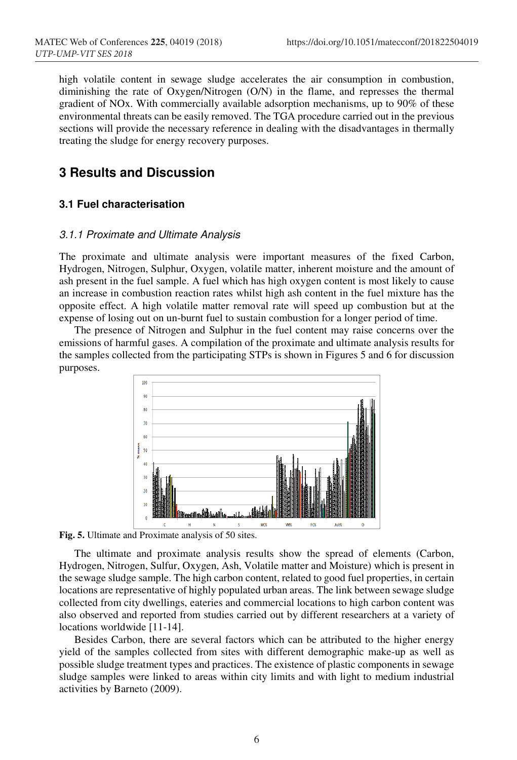high volatile content in sewage sludge accelerates the air consumption in combustion, diminishing the rate of Oxygen/Nitrogen (O/N) in the flame, and represses the thermal gradient of NOx. With commercially available adsorption mechanisms, up to 90% of these environmental threats can be easily removed. The TGA procedure carried out in the previous sections will provide the necessary reference in dealing with the disadvantages in thermally treating the sludge for energy recovery purposes.

## 3 Results and Discussion

### 3.1 Fuel characterisation

#### *3.1.1 Proximate and Ultimate Analysis*

The proximate and ultimate analysis were important measures of the fixed Carbon, Hydrogen, Nitrogen, Sulphur, Oxygen, volatile matter, inherent moisture and the amount of ash present in the fuel sample. A fuel which has high oxygen content is most likely to cause an increase in combustion reaction rates whilst high ash content in the fuel mixture has the opposite effect. A high volatile matter removal rate will speed up combustion but at the expense of losing out on un-burnt fuel to sustain combustion for a longer period of time.

The presence of Nitrogen and Sulphur in the fuel content may raise concerns over the emissions of harmful gases. A compilation of the proximate and ultimate analysis results for the samples collected from the participating STPs is shown in Figures 5 and 6 for discussion purposes.

**Fig. 5.** Ultimate and Proximate analysis of 50 sites.

The ultimate and proximate analysis results show the spread of elements (Carbon, Hydrogen, Nitrogen, Sulfur, Oxygen, Ash, Volatile matter and Moisture) which is present in the sewage sludge sample. The high carbon content, related to good fuel properties, in certain locations are representative of highly populated urban areas. The link between sewage sludge collected from city dwellings, eateries and commercial locations to high carbon content was also observed and reported from studies carried out by different researchers at a variety of locations worldwide [11-14].

Besides Carbon, there are several factors which can be attributed to the higher energy yield of the samples collected from sites with different demographic make-up as well as possible sludge treatment types and practices. The existence of plastic components in sewage sludge samples were linked to areas within city limits and with light to medium industrial activities by Barneto (2009).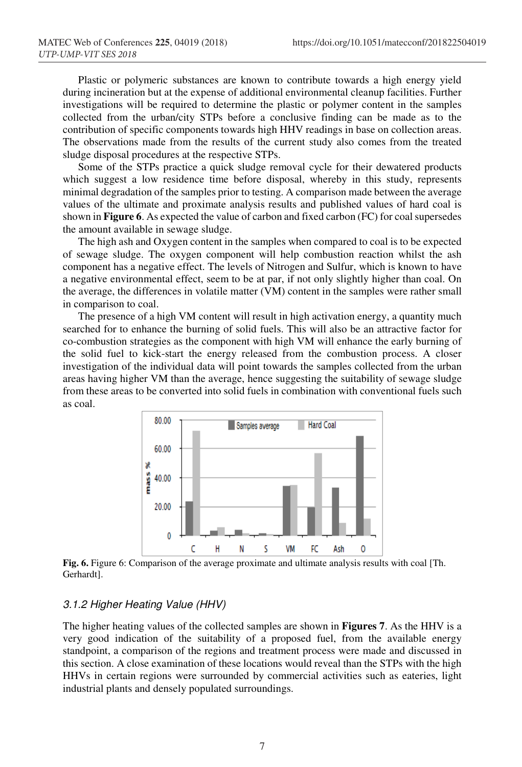Plastic or polymeric substances are known to contribute towards a high energy yield during incineration but at the expense of additional environmental cleanup facilities. Further investigations will be required to determine the plastic or polymer content in the samples collected from the urban/city STPs before a conclusive finding can be made as to the contribution of specific components towards high HHV readings in base on collection areas. The observations made from the results of the current study also comes from the treated sludge disposal procedures at the respective STPs.

Some of the STPs practice a quick sludge removal cycle for their dewatered products which suggest a low residence time before disposal, whereby in this study, represents minimal degradation of the samples prior to testing. A comparison made between the average values of the ultimate and proximate analysis results and published values of hard coal is shown in **Figure 6**. As expected the value of carbon and fixed carbon (FC) for coal supersedes the amount available in sewage sludge.

The high ash and Oxygen content in the samples when compared to coal is to be expected of sewage sludge. The oxygen component will help combustion reaction whilst the ash component has a negative effect. The levels of Nitrogen and Sulfur, which is known to have a negative environmental effect, seem to be at par, if not only slightly higher than coal. On the average, the differences in volatile matter (VM) content in the samples were rather small in comparison to coal.

The presence of a high VM content will result in high activation energy, a quantity much searched for to enhance the burning of solid fuels. This will also be an attractive factor for co-combustion strategies as the component with high VM will enhance the early burning of the solid fuel to kick-start the energy released from the combustion process. A closer investigation of the individual data will point towards the samples collected from the urban areas having higher VM than the average, hence suggesting the suitability of sewage sludge from these areas to be converted into solid fuels in combination with conventional fuels such as coal.

Samples average
Hard Coal
mass %
80.00
60.00
40.00
20.00
0
C H N S VM FC Ash O

**Fig. 6.** Figure 6: Comparison of the average proximate and ultimate analysis results with coal [Th. Gerhardt].

### *3.1.2 Higher Heating Value (HHV)*

The higher heating values of the collected samples are shown in **Figures 7**. As the HHV is a very good indication of the suitability of a proposed fuel, from the available energy standpoint, a comparison of the regions and treatment process were made and discussed in this section. A close examination of these locations would reveal than the STPs with the high HHVs in certain regions were surrounded by commercial activities such as eateries, light industrial plants and densely populated surroundings.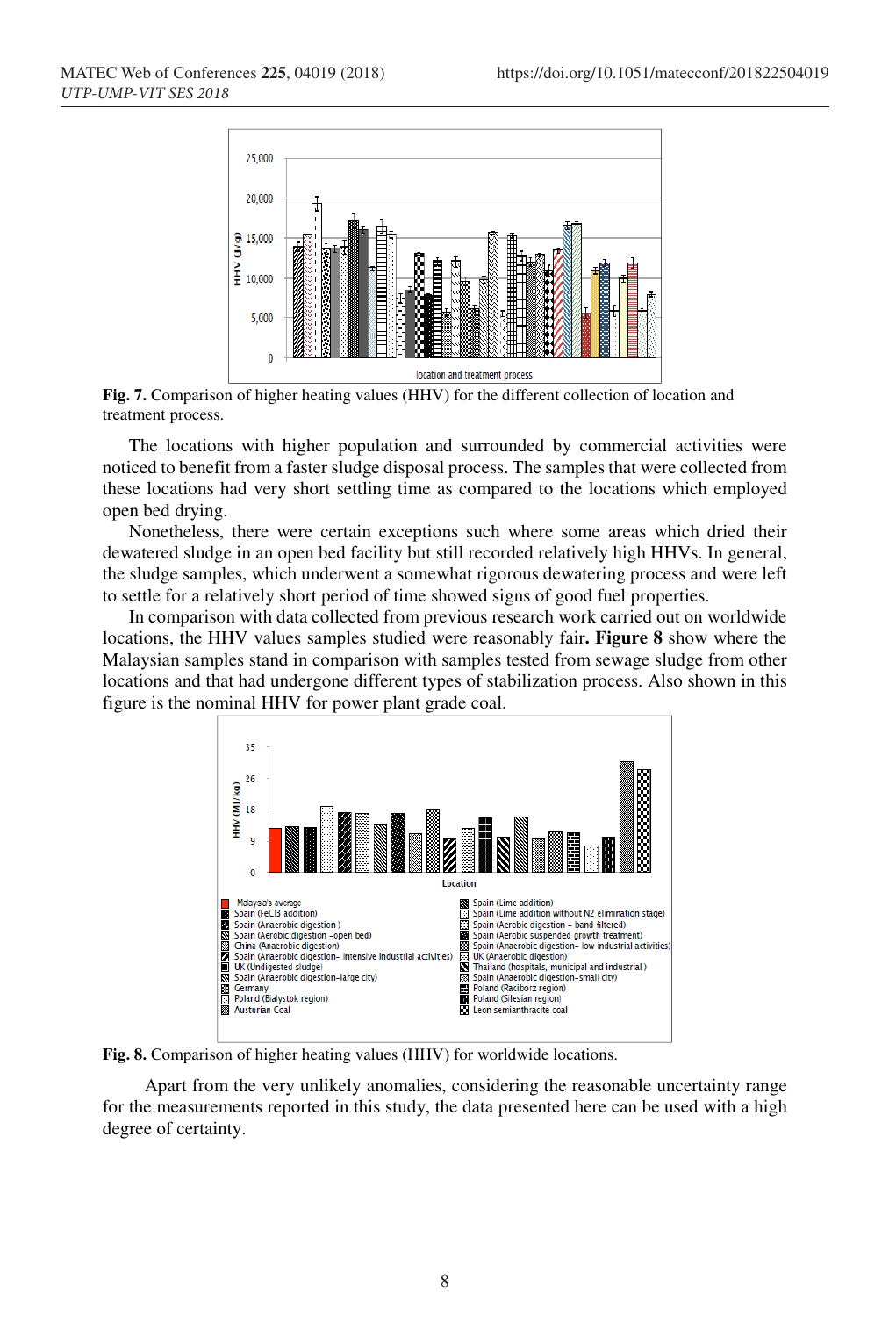**Fig. 7.** Comparison of higher heating values (HHV) for the different collection of location and treatment process.

The locations with higher population and surrounded by commercial activities were noticed to benefit from a faster sludge disposal process. The samples that were collected from these locations had very short settling time as compared to the locations which employed open bed drying.

Nonetheless, there were certain exceptions such where some areas which dried their dewatered sludge in an open bed facility but still recorded relatively high HHVs. In general, the sludge samples, which underwent a somewhat rigorous dewatering process and were left to settle for a relatively short period of time showed signs of good fuel properties.

In comparison with data collected from previous research work carried out on worldwide locations, the HHV values samples studied were reasonably fair**. Figure 8** show where the Malaysian samples stand in comparison with samples tested from sewage sludge from other locations and that had undergone different types of stabilization process. Also shown in this figure is the nominal HHV for power plant grade coal.

**Fig. 8.** Comparison of higher heating values (HHV) for worldwide locations.

Apart from the very unlikely anomalies, considering the reasonable uncertainty range for the measurements reported in this study, the data presented here can be used with a high degree of certainty.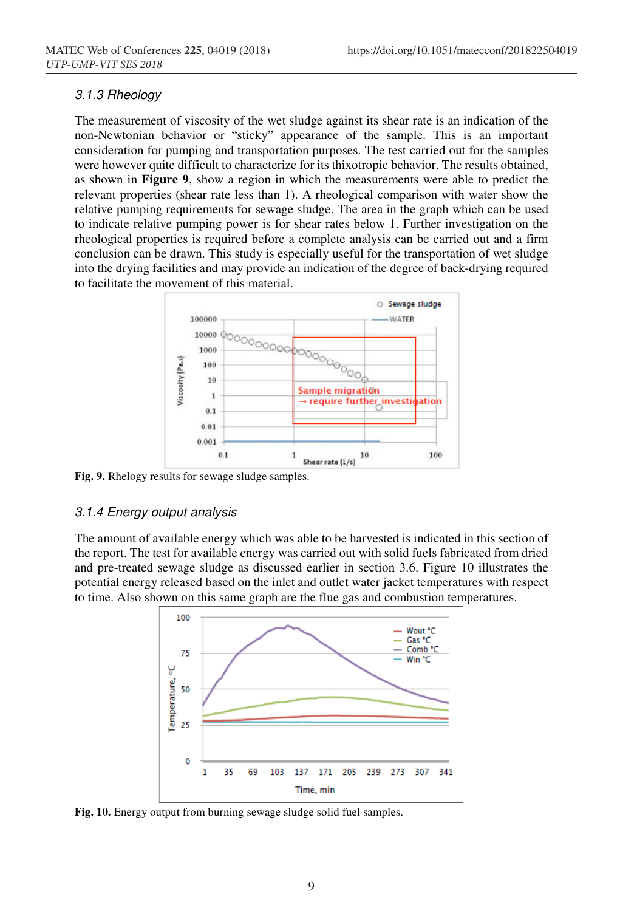### 3.1.3 Rheology

The measurement of viscosity of the wet sludge against its shear rate is an indication of the non-Newtonian behavior or "sticky" appearance of the sample. This is an important consideration for pumping and transportation purposes. The test carried out for the samples were however quite difficult to characterize for its thixotropic behavior. The results obtained, as shown in **Figure 9**, show a region in which the measurements were able to predict the relevant properties (shear rate less than 1). A rheological comparison with water show the relative pumping requirements for sewage sludge. The area in the graph which can be used to indicate relative pumping power is for shear rates below 1. Further investigation on the rheological properties is required before a complete analysis can be carried out and a firm conclusion can be drawn. This study is especially useful for the transportation of wet sludge into the drying facilities and may provide an indication of the degree of back-drying required to facilitate the movement of this material.

**Fig. 9.** Rheology results for sewage sludge samples.

### 3.1.4 Energy output analysis

The amount of available energy which was able to be harvested is indicated in this section of the report. The test for available energy was carried out with solid fuels fabricated from dried and pre-treated sewage sludge as discussed earlier in section 3.6. Figure 10 illustrates the potential energy released based on the inlet and outlet water jacket temperatures with respect to time. Also shown on this same graph are the flue gas and combustion temperatures.

**Fig. 10.** Energy output from burning sewage sludge solid fuel samples.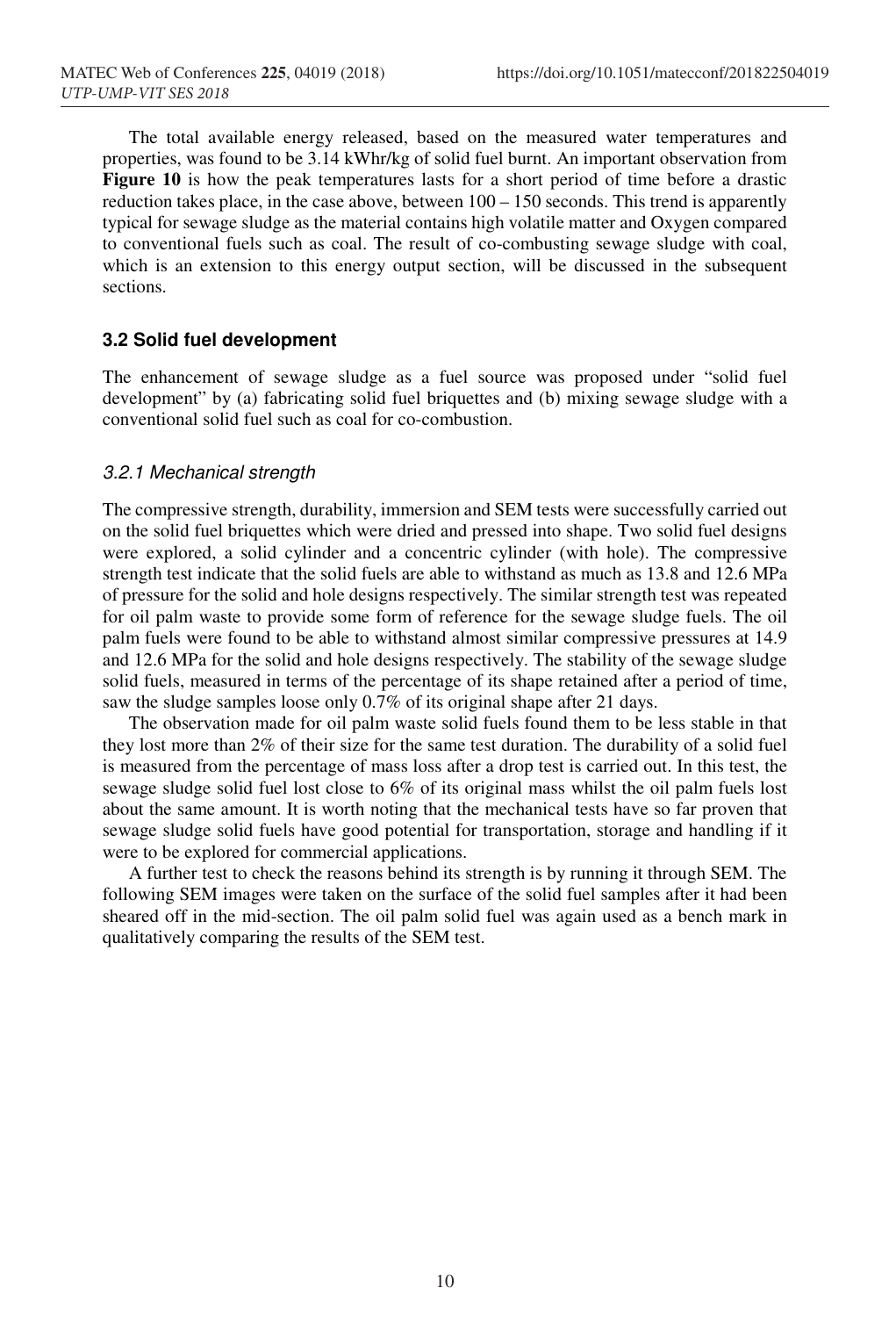The total available energy released, based on the measured water temperatures and properties, was found to be 3.14 kWhr/kg of solid fuel burnt. An important observation from **Figure 10** is how the peak temperatures lasts for a short period of time before a drastic reduction takes place, in the case above, between 100 – 150 seconds. This trend is apparently typical for sewage sludge as the material contains high volatile matter and Oxygen compared to conventional fuels such as coal. The result of co-combusting sewage sludge with coal, which is an extension to this energy output section, will be discussed in the subsequent sections.

### 3.2 Solid fuel development

The enhancement of sewage sludge as a fuel source was proposed under "solid fuel development" by (a) fabricating solid fuel briquettes and (b) mixing sewage sludge with a conventional solid fuel such as coal for co-combustion.

#### *3.2.1 Mechanical strength*

The compressive strength, durability, immersion and SEM tests were successfully carried out on the solid fuel briquettes which were dried and pressed into shape. Two solid fuel designs were explored, a solid cylinder and a concentric cylinder (with hole). The compressive strength test indicate that the solid fuels are able to withstand as much as 13.8 and 12.6 MPa of pressure for the solid and hole designs respectively. The similar strength test was repeated for oil palm waste to provide some form of reference for the sewage sludge fuels. The oil palm fuels were found to be able to withstand almost similar compressive pressures at 14.9 and 12.6 MPa for the solid and hole designs respectively. The stability of the sewage sludge solid fuels, measured in terms of the percentage of its shape retained after a period of time, saw the sludge samples loose only 0.7% of its original shape after 21 days.

The observation made for oil palm waste solid fuels found them to be less stable in that they lost more than 2% of their size for the same test duration. The durability of a solid fuel is measured from the percentage of mass loss after a drop test is carried out. In this test, the sewage sludge solid fuel lost close to 6% of its original mass whilst the oil palm fuels lost about the same amount. It is worth noting that the mechanical tests have so far proven that sewage sludge solid fuels have good potential for transportation, storage and handling if it were to be explored for commercial applications.

A further test to check the reasons behind its strength is by running it through SEM. The following SEM images were taken on the surface of the solid fuel samples after it had been sheared off in the mid-section. The oil palm solid fuel was again used as a bench mark in qualitatively comparing the results of the SEM test.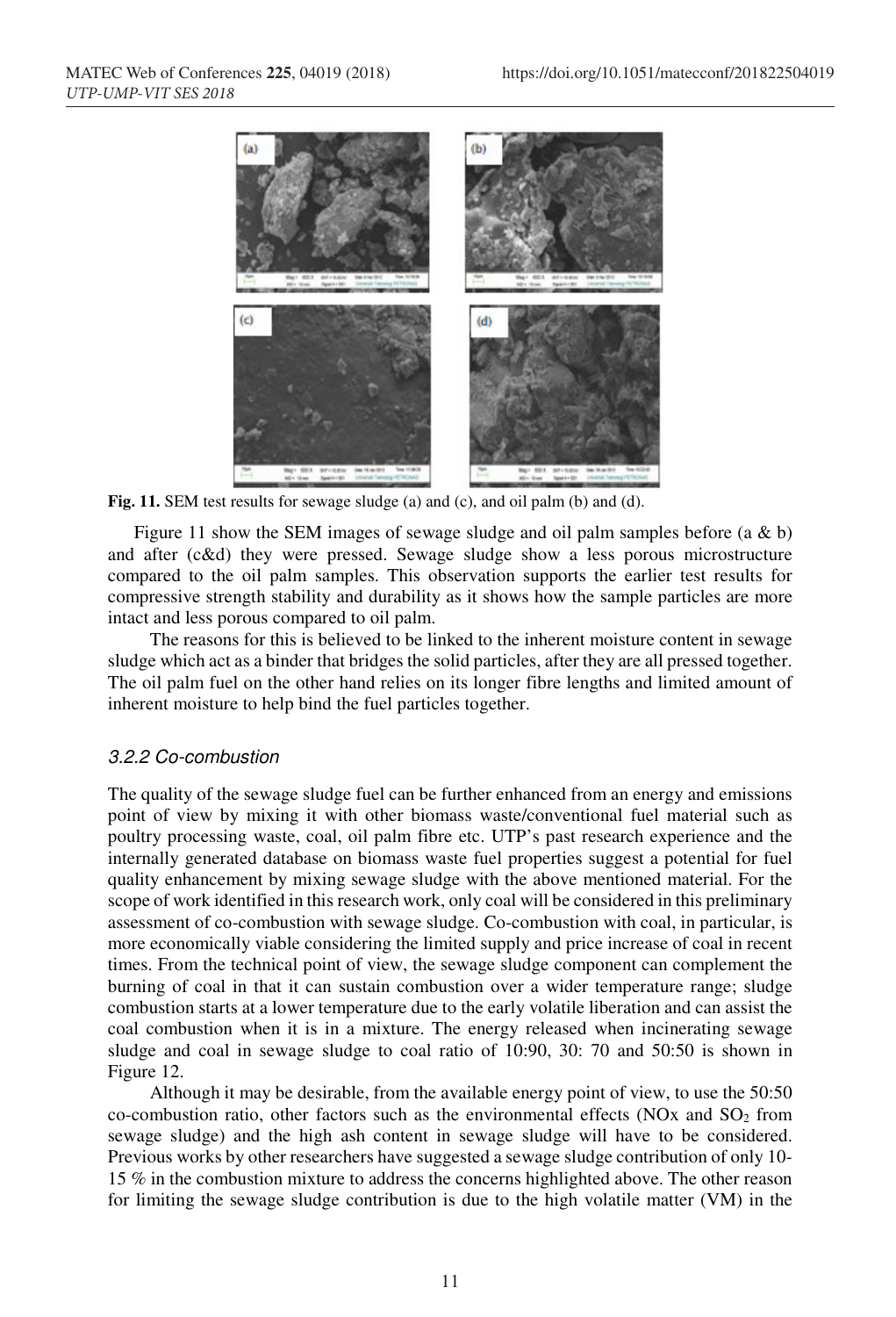Fig. 11. SEM test results for sewage sludge (a) and (c), and oil palm (b) and (d).

Figure 11 show the SEM images of sewage sludge and oil palm samples before (a & b) and after (c&d) they were pressed. Sewage sludge show a less porous microstructure compared to the oil palm samples. This observation supports the earlier test results for compressive strength stability and durability as it shows how the sample particles are more intact and less porous compared to oil palm.

The reasons for this is believed to be linked to the inherent moisture content in sewage sludge which act as a binder that bridges the solid particles, after they are all pressed together. The oil palm fuel on the other hand relies on its longer fibre lengths and limited amount of inherent moisture to help bind the fuel particles together.

### *3.2.2 Co-combustion*

The quality of the sewage sludge fuel can be further enhanced from an energy and emissions point of view by mixing it with other biomass waste/conventional fuel material such as poultry processing waste, coal, oil palm fibre etc. UTP's past research experience and the internally generated database on biomass waste fuel properties suggest a potential for fuel quality enhancement by mixing sewage sludge with the above mentioned material. For the scope of work identified in this research work, only coal will be considered in this preliminary assessment of co-combustion with sewage sludge. Co-combustion with coal, in particular, is more economically viable considering the limited supply and price increase of coal in recent times. From the technical point of view, the sewage sludge component can complement the burning of coal in that it can sustain combustion over a wider temperature range; sludge combustion starts at a lower temperature due to the early volatile liberation and can assist the coal combustion when it is in a mixture. The energy released when incinerating sewage sludge and coal in sewage sludge to coal ratio of 10:90, 30: 70 and 50:50 is shown in Figure 12.

Although it may be desirable, from the available energy point of view, to use the 50:50 co-combustion ratio, other factors such as the environmental effects (NOx and $SO_2$ from sewage sludge) and the high ash content in sewage sludge will have to be considered. Previous works by other researchers have suggested a sewage sludge contribution of only 10-15 % in the combustion mixture to address the concerns highlighted above. The other reason for limiting the sewage sludge contribution is due to the high volatile matter (VM) in the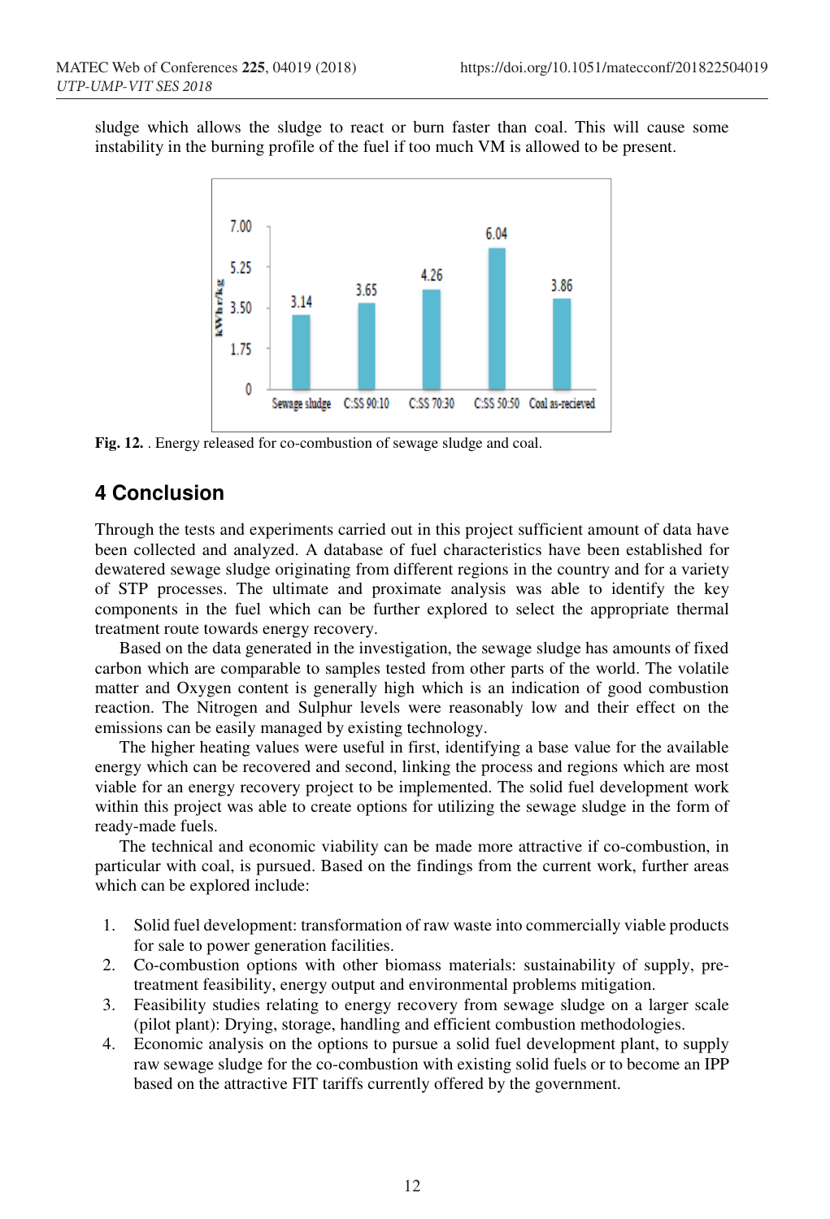sludge which allows the sludge to react or burn faster than coal. This will cause some instability in the burning profile of the fuel if too much VM is allowed to be present.

Fig. 12. . Energy released for co-combustion of sewage sludge and coal.

## 4 Conclusion

Through the tests and experiments carried out in this project sufficient amount of data have been collected and analyzed. A database of fuel characteristics have been established for dewatered sewage sludge originating from different regions in the country and for a variety of STP processes. The ultimate and proximate analysis was able to identify the key components in the fuel which can be further explored to select the appropriate thermal treatment route towards energy recovery.

Based on the data generated in the investigation, the sewage sludge has amounts of fixed carbon which are comparable to samples tested from other parts of the world. The volatile matter and Oxygen content is generally high which is an indication of good combustion reaction. The Nitrogen and Sulphur levels were reasonably low and their effect on the emissions can be easily managed by existing technology.

The higher heating values were useful in first, identifying a base value for the available energy which can be recovered and second, linking the process and regions which are most viable for an energy recovery project to be implemented. The solid fuel development work within this project was able to create options for utilizing the sewage sludge in the form of ready-made fuels.

The technical and economic viability can be made more attractive if co-combustion, in particular with coal, is pursued. Based on the findings from the current work, further areas which can be explored include:

1. Solid fuel development: transformation of raw waste into commercially viable products for sale to power generation facilities.
2. Co-combustion options with other biomass materials: sustainability of supply, pre-treatment feasibility, energy output and environmental problems mitigation.
3. Feasibility studies relating to energy recovery from sewage sludge on a larger scale (pilot plant): Drying, storage, handling and efficient combustion methodologies.
4. Economic analysis on the options to pursue a solid fuel development plant, to supply raw sewage sludge for the co-combustion with existing solid fuels or to become an IPP based on the attractive FIT tariffs currently offered by the government.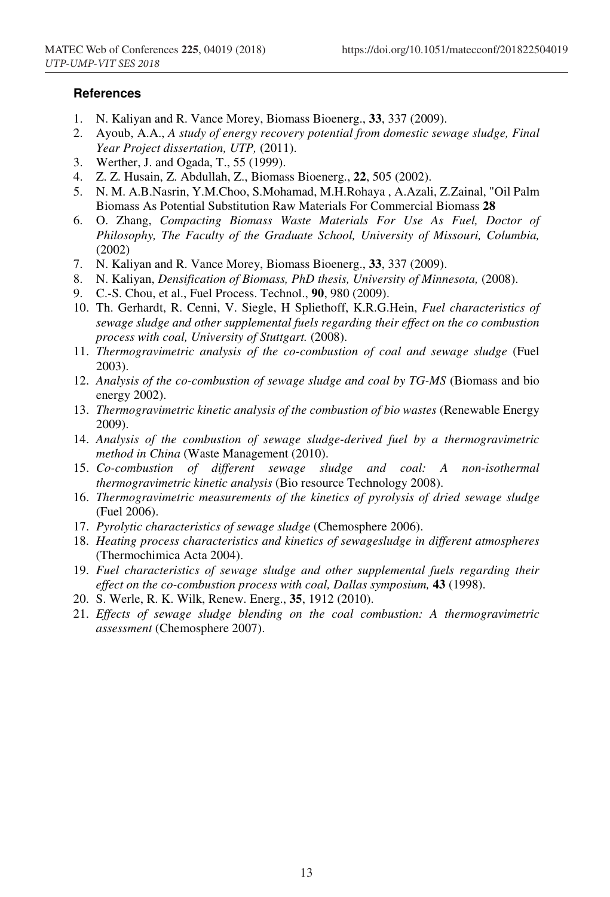### References

1. N. Kaliyan and R. Vance Morey, Biomass Bioenerg., **33**, 337 (2009).
2. Ayoub, A.A., *A study of energy recovery potential from domestic sewage sludge, Final Year Project dissertation, UTP,* (2011).
3. Werther, J. and Ogada, T., 55 (1999).
4. Z. Z. Husain, Z. Abdullah, Z., Biomass Bioenerg., **22**, 505 (2002).
5. N. M. A.B.Nasrin, Y.M.Choo, S.Mohamad, M.H.Rohaya , A.Azali, Z.Zainal, "Oil Palm Biomass As Potential Substitution Raw Materials For Commercial Biomass **28**
6. O. Zhang, *Compacting Biomass Waste Materials For Use As Fuel, Doctor of Philosophy, The Faculty of the Graduate School, University of Missouri, Columbia,* (2002)
7. N. Kaliyan and R. Vance Morey, Biomass Bioenerg., **33**, 337 (2009).
8. N. Kaliyan, *Densification of Biomass, PhD thesis, University of Minnesota,* (2008).
9. C.-S. Chou, et al., Fuel Process. Technol., **90**, 980 (2009).
10. Th. Gerhardt, R. Cenni, V. Siegle, H Spliethoff, K.R.G.Hein, *Fuel characteristics of sewage sludge and other supplemental fuels regarding their effect on the co combustion process with coal, University of Stuttgart.* (2008).
11. *Thermogravimetric analysis of the co-combustion of coal and sewage sludge* (Fuel 2003).
12. *Analysis of the co-combustion of sewage sludge and coal by TG-MS* (Biomass and bio energy 2002).
13. *Thermogravimetric kinetic analysis of the combustion of bio wastes* (Renewable Energy 2009).
14. *Analysis of the combustion of sewage sludge-derived fuel by a thermogravimetric method in China* (Waste Management (2010).
15. *Co-combustion of different sewage sludge and coal: A non-isothermal thermogravimetric kinetic analysis* (Bio resource Technology 2008).
16. *Thermogravimetric measurements of the kinetics of pyrolysis of dried sewage sludge* (Fuel 2006).
17. *Pyrolytic characteristics of sewage sludge* (Chemosphere 2006).
18. *Heating process characteristics and kinetics of sewagesludge in different atmospheres* (Thermochimica Acta 2004).
19. *Fuel characteristics of sewage sludge and other supplemental fuels regarding their effect on the co-combustion process with coal, Dallas symposium,* **43** (1998).
20. S. Werle, R. K. Wilk, Renew. Energ., **35**, 1912 (2010).
21. *Effects of sewage sludge blending on the coal combustion: A thermogravimetric assessment* (Chemosphere 2007).